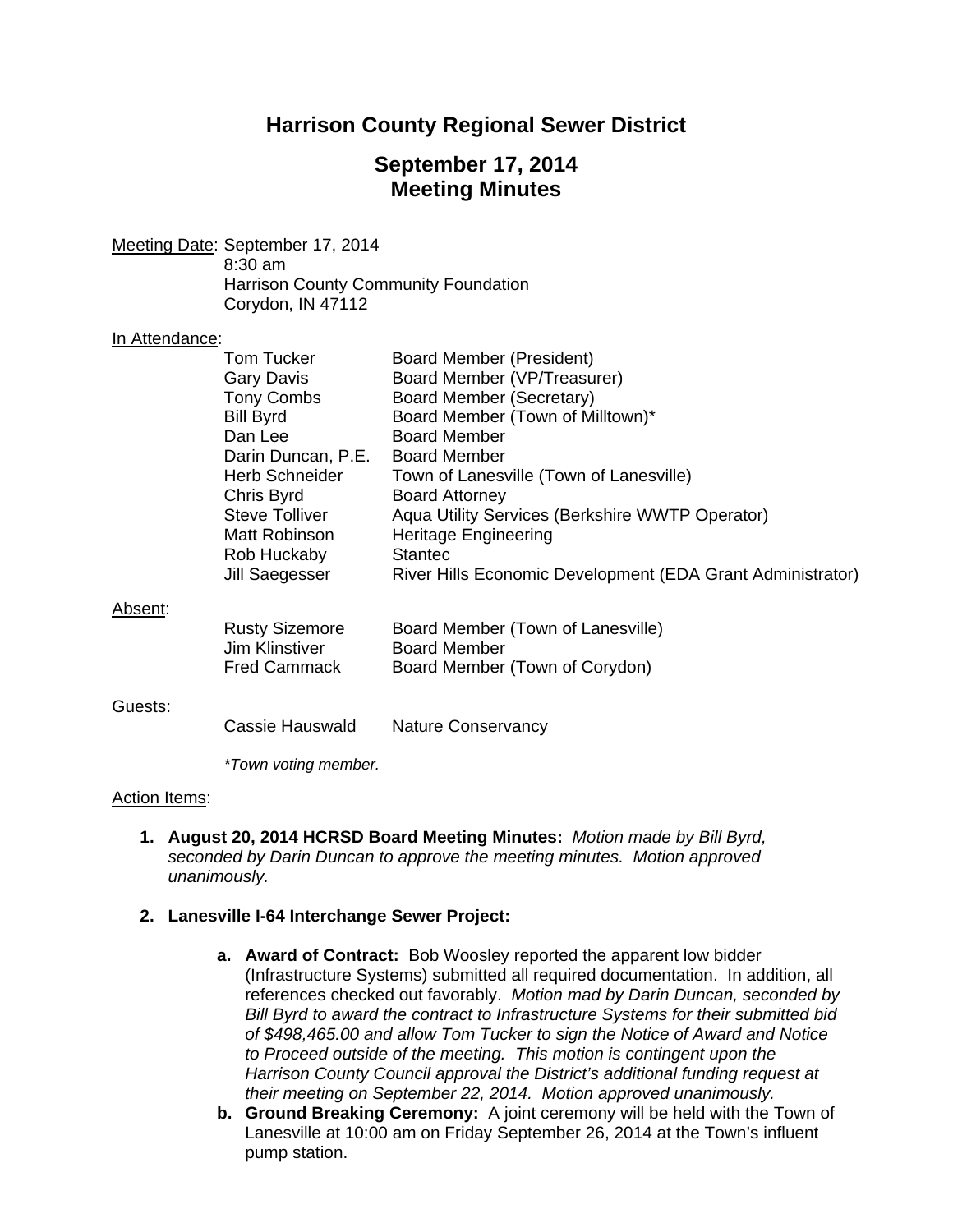# Harrison County Regional Sewer District

## September 17, 2014
## Meeting Minutes

Meeting Date: September 17, 2014
8:30 am
Harrison County Community Foundation
Corydon, IN 47112

In Attendance:

| | |
|---|---|
| Tom Tucker | Board Member (President) |
| Gary Davis | Board Member (VP/Treasurer) |
| Tony Combs | Board Member (Secretary) |
| Bill Byrd | Board Member (Town of Milltown)* |
| Dan Lee | Board Member |
| Darin Duncan, P.E. | Board Member |
| Herb Schneider | Town of Lanesville (Town of Lanesville) |
| Chris Byrd | Board Attorney |
| Steve Tolliver | Aqua Utility Services (Berkshire WWTP Operator) |
| Matt Robinson | Heritage Engineering |
| Rob Huckaby | Stantec |
| Jill Saegesser | River Hills Economic Development (EDA Grant Administrator) |

Absent:

| | |
|---|---|
| Rusty Sizemore | Board Member (Town of Lanesville) |
| Jim Klinstiver | Board Member |
| Fred Cammack | Board Member (Town of Corydon) |

Guests:

| | |
|---|---|
| Cassie Hauswald | Nature Conservancy |

*\*Town voting member.*

Action Items:

1. **August 20, 2014 HCRSD Board Meeting Minutes:** *Motion made by Bill Byrd, seconded by Darin Duncan to approve the meeting minutes. Motion approved unanimously.*

2. **Lanesville I-64 Interchange Sewer Project:**

   a. **Award of Contract:** Bob Woosley reported the apparent low bidder (Infrastructure Systems) submitted all required documentation. In addition, all references checked out favorably. *Motion mad by Darin Duncan, seconded by Bill Byrd to award the contract to Infrastructure Systems for their submitted bid of $498,465.00 and allow Tom Tucker to sign the Notice of Award and Notice to Proceed outside of the meeting. This motion is contingent upon the Harrison County Council approval the District's additional funding request at their meeting on September 22, 2014. Motion approved unanimously.*

   b. **Ground Breaking Ceremony:** A joint ceremony will be held with the Town of Lanesville at 10:00 am on Friday September 26, 2014 at the Town's influent pump station.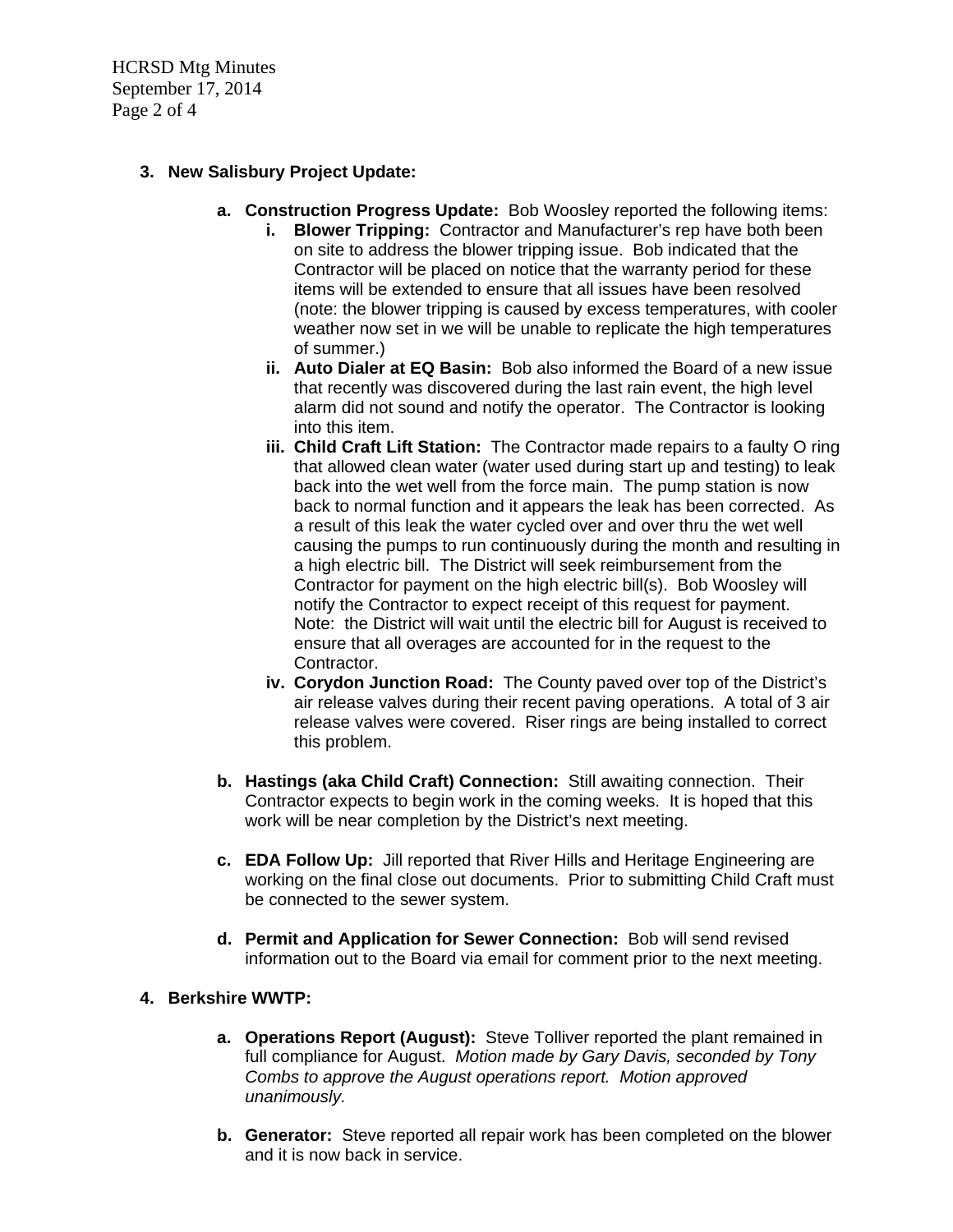3. **New Salisbury Project Update:**

    a. **Construction Progress Update:** Bob Woosley reported the following items:

        i. **Blower Tripping:** Contractor and Manufacturer's rep have both been on site to address the blower tripping issue. Bob indicated that the Contractor will be placed on notice that the warranty period for these items will be extended to ensure that all issues have been resolved (note: the blower tripping is caused by excess temperatures, with cooler weather now set in we will be unable to replicate the high temperatures of summer.)

        ii. **Auto Dialer at EQ Basin:** Bob also informed the Board of a new issue that recently was discovered during the last rain event, the high level alarm did not sound and notify the operator. The Contractor is looking into this item.

        iii. **Child Craft Lift Station:** The Contractor made repairs to a faulty O ring that allowed clean water (water used during start up and testing) to leak back into the wet well from the force main. The pump station is now back to normal function and it appears the leak has been corrected. As a result of this leak the water cycled over and over thru the wet well causing the pumps to run continuously during the month and resulting in a high electric bill. The District will seek reimbursement from the Contractor for payment on the high electric bill(s). Bob Woosley will notify the Contractor to expect receipt of this request for payment. Note: the District will wait until the electric bill for August is received to ensure that all overages are accounted for in the request to the Contractor.

        iv. **Corydon Junction Road:** The County paved over top of the District's air release valves during their recent paving operations. A total of 3 air release valves were covered. Riser rings are being installed to correct this problem.

    b. **Hastings (aka Child Craft) Connection:** Still awaiting connection. Their Contractor expects to begin work in the coming weeks. It is hoped that this work will be near completion by the District's next meeting.

    c. **EDA Follow Up:** Jill reported that River Hills and Heritage Engineering are working on the final close out documents. Prior to submitting Child Craft must be connected to the sewer system.

    d. **Permit and Application for Sewer Connection:** Bob will send revised information out to the Board via email for comment prior to the next meeting.

4. **Berkshire WWTP:**

    a. **Operations Report (August):** Steve Tolliver reported the plant remained in full compliance for August. *Motion made by Gary Davis, seconded by Tony Combs to approve the August operations report. Motion approved unanimously.*

    b. **Generator:** Steve reported all repair work has been completed on the blower and it is now back in service.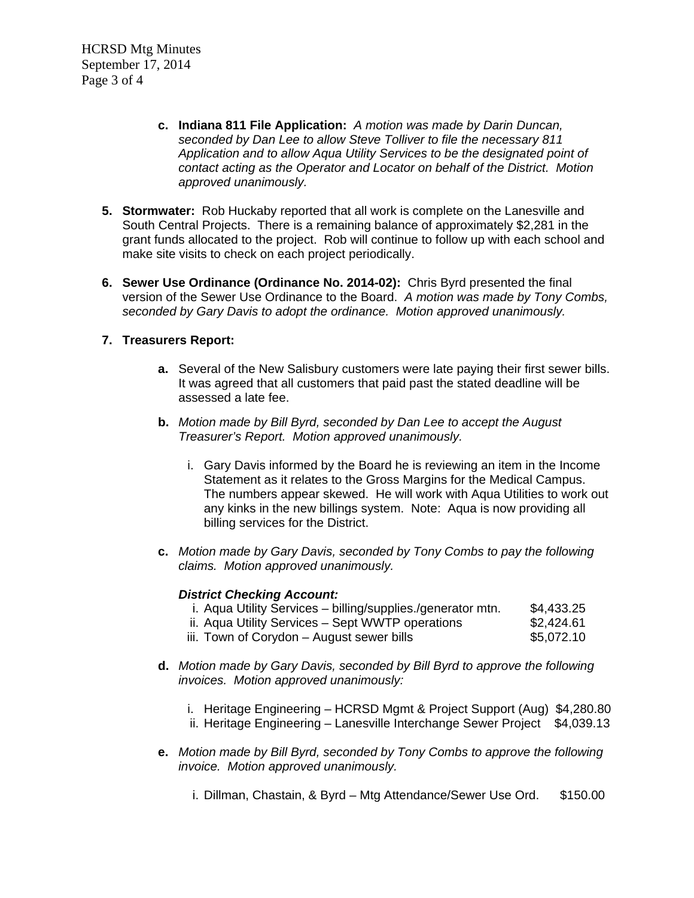c. **Indiana 811 File Application:** *A motion was made by Darin Duncan, seconded by Dan Lee to allow Steve Tolliver to file the necessary 811 Application and to allow Aqua Utility Services to be the designated point of contact acting as the Operator and Locator on behalf of the District. Motion approved unanimously.*

5. **Stormwater:** Rob Huckaby reported that all work is complete on the Lanesville and South Central Projects. There is a remaining balance of approximately $2,281 in the grant funds allocated to the project. Rob will continue to follow up with each school and make site visits to check on each project periodically.

6. **Sewer Use Ordinance (Ordinance No. 2014-02):** Chris Byrd presented the final version of the Sewer Use Ordinance to the Board. *A motion was made by Tony Combs, seconded by Gary Davis to adopt the ordinance. Motion approved unanimously.*

7. **Treasurers Report:**

   a. Several of the New Salisbury customers were late paying their first sewer bills. It was agreed that all customers that paid past the stated deadline will be assessed a late fee.

   b. *Motion made by Bill Byrd, seconded by Dan Lee to accept the August Treasurer's Report. Motion approved unanimously.*

      i. Gary Davis informed by the Board he is reviewing an item in the Income Statement as it relates to the Gross Margins for the Medical Campus. The numbers appear skewed. He will work with Aqua Utilities to work out any kinks in the new billings system. Note: Aqua is now providing all billing services for the District.

   c. *Motion made by Gary Davis, seconded by Tony Combs to pay the following claims. Motion approved unanimously.*

      ***District Checking Account:***

      i. Aqua Utility Services – billing/supplies./generator mtn. $4,433.25
      ii. Aqua Utility Services – Sept WWTP operations $2,424.61
      iii. Town of Corydon – August sewer bills $5,072.10

   d. *Motion made by Gary Davis, seconded by Bill Byrd to approve the following invoices. Motion approved unanimously:*

      i. Heritage Engineering – HCRSD Mgmt & Project Support (Aug) $4,280.80
      ii. Heritage Engineering – Lanesville Interchange Sewer Project $4,039.13

   e. *Motion made by Bill Byrd, seconded by Tony Combs to approve the following invoice. Motion approved unanimously.*

      i. Dillman, Chastain, & Byrd – Mtg Attendance/Sewer Use Ord. $150.00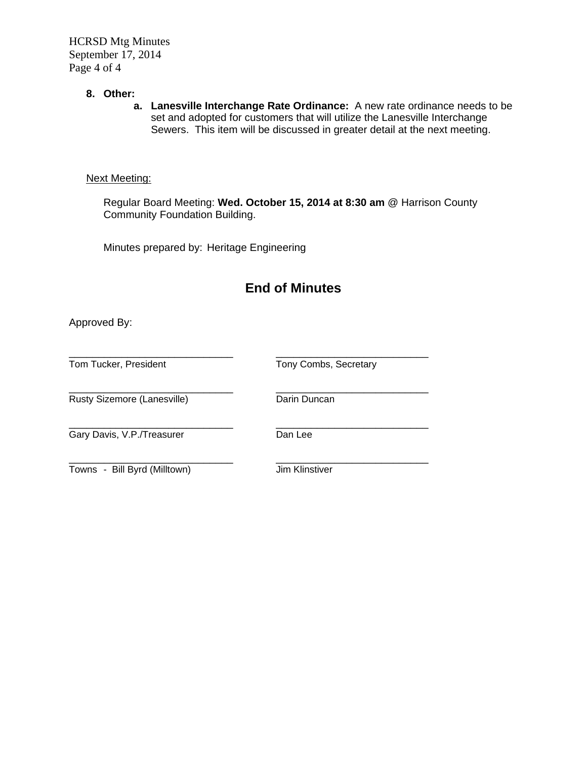8. **Other:**
   a. **Lanesville Interchange Rate Ordinance:** A new rate ordinance needs to be set and adopted for customers that will utilize the Lanesville Interchange Sewers. This item will be discussed in greater detail at the next meeting.

Next Meeting:

Regular Board Meeting: **Wed. October 15, 2014 at 8:30 am** @ Harrison County Community Foundation Building.

Minutes prepared by: Heritage Engineering

## End of Minutes

Approved By:

| | |
|---|---|
| ______________________________ | ______________________________ |
| Tom Tucker, President | Tony Combs, Secretary |
| ______________________________ | ______________________________ |
| Rusty Sizemore (Lanesville) | Darin Duncan |
| ______________________________ | ______________________________ |
| Gary Davis, V.P./Treasurer | Dan Lee |
| ______________________________ | ______________________________ |
| Towns - Bill Byrd (Milltown) | Jim Klinstiver |